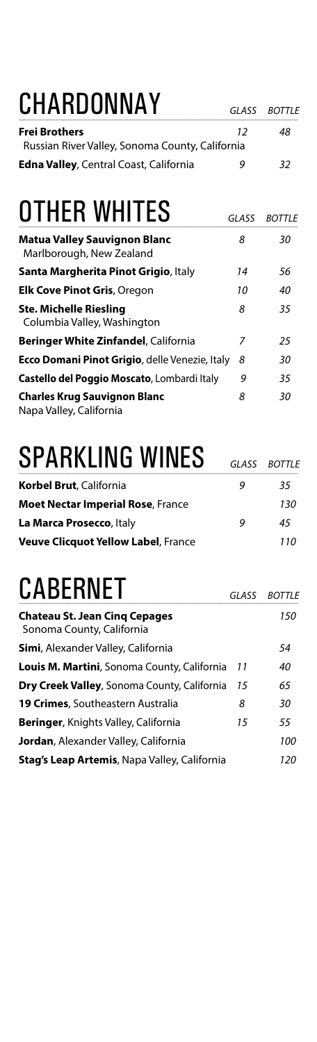# CHARDONNAY

| | GLASS | BOTTLE |
|---|---|---|
| **Frei Brothers** Russian River Valley, Sonoma County, California | 12 | 48 |
| **Edna Valley**, Central Coast, California | 9 | 32 |

# OTHER WHITES

| | GLASS | BOTTLE |
|---|---|---|
| **Matua Valley Sauvignon Blanc** Marlborough, New Zealand | 8 | 30 |
| **Santa Margherita Pinot Grigio**, Italy | 14 | 56 |
| **Elk Cove Pinot Gris**, Oregon | 10 | 40 |
| **Ste. Michelle Riesling** Columbia Valley, Washington | 8 | 35 |
| **Beringer White Zinfandel**, California | 7 | 25 |
| **Ecco Domani Pinot Grigio**, delle Venezie, Italy | 8 | 30 |
| **Castello del Poggio Moscato**, Lombardi Italy | 9 | 35 |
| **Charles Krug Sauvignon Blanc** Napa Valley, California | 8 | 30 |

# SPARKLING WINES

| | GLASS | BOTTLE |
|---|---|---|
| **Korbel Brut**, California | 9 | 35 |
| **Moet Nectar Imperial Rose**, France | | 130 |
| **La Marca Prosecco**, Italy | 9 | 45 |
| **Veuve Clicquot Yellow Label**, France | | 110 |

# CABERNET

| | GLASS | BOTTLE |
|---|---|---|
| **Chateau St. Jean Cinq Cepages** Sonoma County, California | | 150 |
| **Simi**, Alexander Valley, California | | 54 |
| **Louis M. Martini**, Sonoma County, California | 11 | 40 |
| **Dry Creek Valley**, Sonoma County, California | 15 | 65 |
| **19 Crimes**, Southeastern Australia | 8 | 30 |
| **Beringer**, Knights Valley, California | 15 | 55 |
| **Jordan**, Alexander Valley, California | | 100 |
| **Stag's Leap Artemis**, Napa Valley, California | | 120 |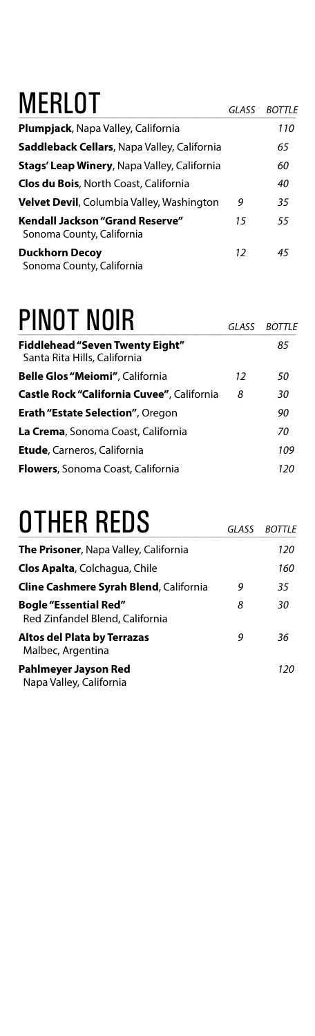# MERLOT

| | GLASS | BOTTLE |
|---|---|---|
| **Plumpjack**, Napa Valley, California | | 110 |
| **Saddleback Cellars**, Napa Valley, California | | 65 |
| **Stags' Leap Winery**, Napa Valley, California | | 60 |
| **Clos du Bois**, North Coast, California | | 40 |
| **Velvet Devil**, Columbia Valley, Washington | 9 | 35 |
| **Kendall Jackson "Grand Reserve"** Sonoma County, California | 15 | 55 |
| **Duckhorn Decoy** Sonoma County, California | 12 | 45 |

# PINOT NOIR

| | GLASS | BOTTLE |
|---|---|---|
| **Fiddlehead "Seven Twenty Eight"** Santa Rita Hills, California | | 85 |
| **Belle Glos "Meiomi"**, California | 12 | 50 |
| **Castle Rock "California Cuvee"**, California | 8 | 30 |
| **Erath "Estate Selection"**, Oregon | | 90 |
| **La Crema**, Sonoma Coast, California | | 70 |
| **Etude**, Carneros, California | | 109 |
| **Flowers**, Sonoma Coast, California | | 120 |

# OTHER REDS

| | GLASS | BOTTLE |
|---|---|---|
| **The Prisoner**, Napa Valley, California | | 120 |
| **Clos Apalta**, Colchagua, Chile | | 160 |
| **Cline Cashmere Syrah Blend**, California | 9 | 35 |
| **Bogle "Essential Red"** Red Zinfandel Blend, California | 8 | 30 |
| **Altos del Plata by Terrazas** Malbec, Argentina | 9 | 36 |
| **Pahlmeyer Jayson Red** Napa Valley, California | | 120 |